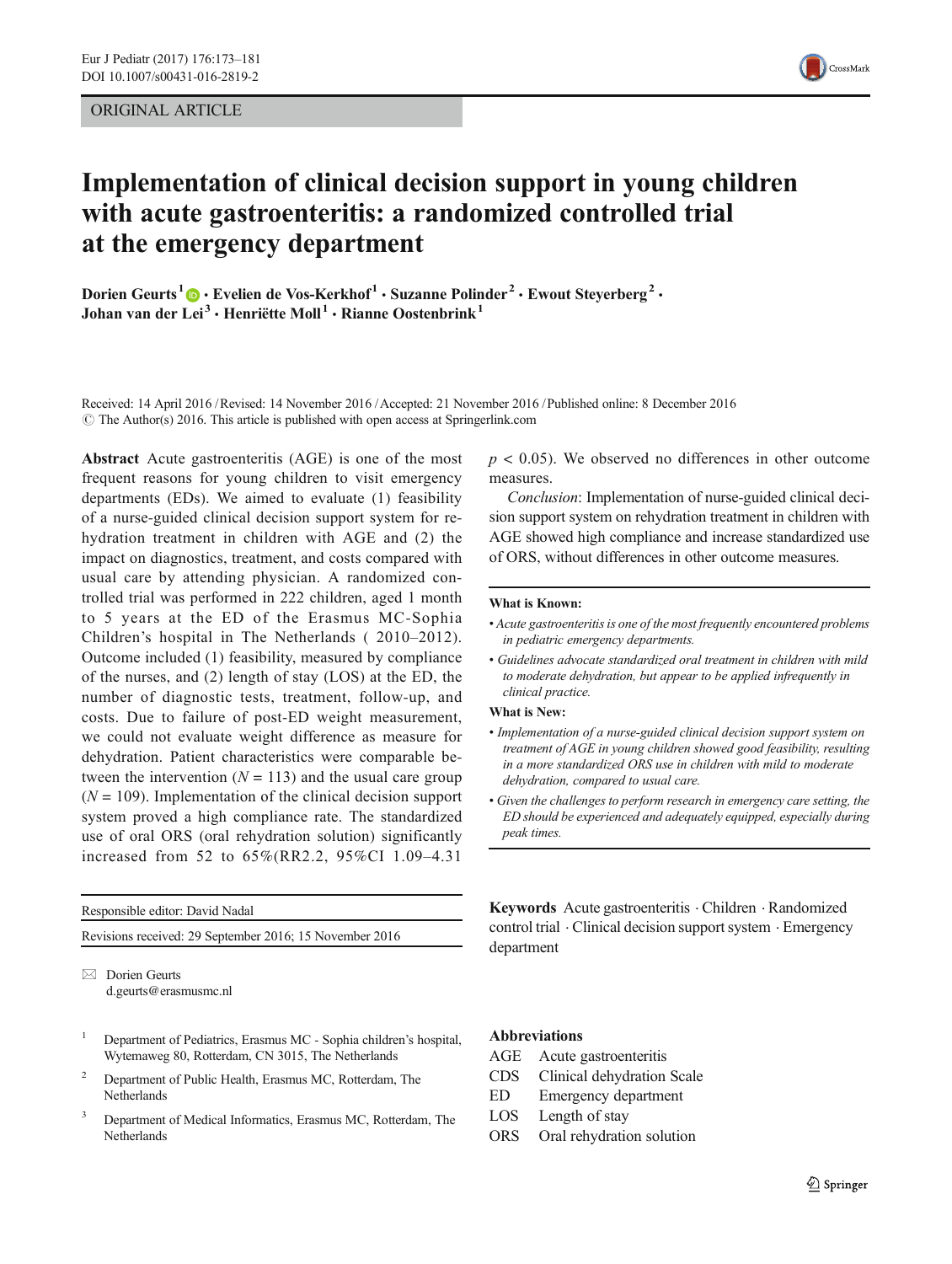ORIGINAL ARTICLE

# Implementation of clinical decision support in young children with acute gastroenteritis: a randomized controlled trial at the emergency department

**Dorien Geurts[1] · Evelien de Vos-Kerkhof[1] · Suzanne Polinder[2] · Ewout Steyerberg[2] · Johan van der Lei[3] · Henriëtte Moll[1] · Rianne Oostenbrink[1]**

Received: 14 April 2016 / Revised: 14 November 2016 / Accepted: 21 November 2016 / Published online: 8 December 2016
© The Author(s) 2016. This article is published with open access at Springerlink.com

**Abstract** Acute gastroenteritis (AGE) is one of the most frequent reasons for young children to visit emergency departments (EDs). We aimed to evaluate (1) feasibility of a nurse-guided clinical decision support system for rehydration treatment in children with AGE and (2) the impact on diagnostics, treatment, and costs compared with usual care by attending physician. A randomized controlled trial was performed in 222 children, aged 1 month to 5 years at the ED of the Erasmus MC-Sophia Children's hospital in The Netherlands ( 2010–2012). Outcome included (1) feasibility, measured by compliance of the nurses, and (2) length of stay (LOS) at the ED, the number of diagnostic tests, treatment, follow-up, and costs. Due to failure of post-ED weight measurement, we could not evaluate weight difference as measure for dehydration. Patient characteristics were comparable between the intervention ($N = 113$) and the usual care group ($N = 109$). Implementation of the clinical decision support system proved a high compliance rate. The standardized use of oral ORS (oral rehydration solution) significantly increased from 52 to 65%(RR2.2, 95%CI 1.09–4.31 $p < 0.05$). We observed no differences in other outcome measures.

*Conclusion*: Implementation of nurse-guided clinical decision support system on rehydration treatment in children with AGE showed high compliance and increase standardized use of ORS, without differences in other outcome measures.

**What is Known:**

- *Acute gastroenteritis is one of the most frequently encountered problems in pediatric emergency departments.*
- *Guidelines advocate standardized oral treatment in children with mild to moderate dehydration, but appear to be applied infrequently in clinical practice.*

**What is New:**

- *Implementation of a nurse-guided clinical decision support system on treatment of AGE in young children showed good feasibility, resulting in a more standardized ORS use in children with mild to moderate dehydration, compared to usual care.*
- *Given the challenges to perform research in emergency care setting, the ED should be experienced and adequately equipped, especially during peak times.*

**Keywords** Acute gastroenteritis · Children · Randomized control trial · Clinical decision support system · Emergency department

Responsible editor: David Nadal

Revisions received: 29 September 2016; 15 November 2016

✉ Dorien Geurts
d.geurts@erasmusmc.nl

[1] Department of Pediatrics, Erasmus MC - Sophia children's hospital, Wytemaweg 80, Rotterdam, CN 3015, The Netherlands

[2] Department of Public Health, Erasmus MC, Rotterdam, The Netherlands

[3] Department of Medical Informatics, Erasmus MC, Rotterdam, The Netherlands

## Abbreviations

| | |
|---|---|
| AGE | Acute gastroenteritis |
| CDS | Clinical dehydration Scale |
| ED | Emergency department |
| LOS | Length of stay |
| ORS | Oral rehydration solution |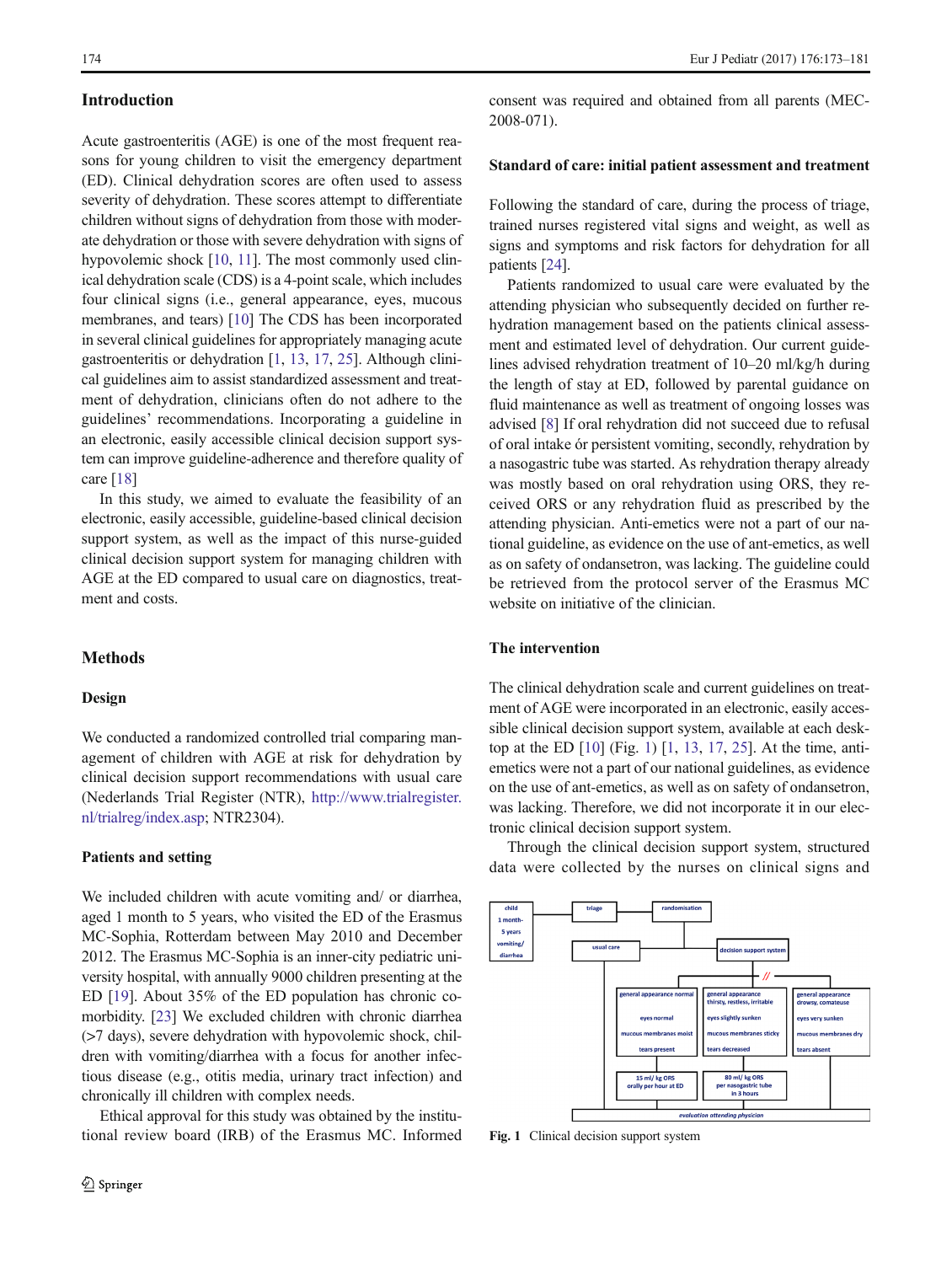## Introduction

Acute gastroenteritis (AGE) is one of the most frequent reasons for young children to visit the emergency department (ED). Clinical dehydration scores are often used to assess severity of dehydration. These scores attempt to differentiate children without signs of dehydration from those with moderate dehydration or those with severe dehydration with signs of hypovolemic shock [10, 11]. The most commonly used clinical dehydration scale (CDS) is a 4-point scale, which includes four clinical signs (i.e., general appearance, eyes, mucous membranes, and tears) [10] The CDS has been incorporated in several clinical guidelines for appropriately managing acute gastroenteritis or dehydration [1, 13, 17, 25]. Although clinical guidelines aim to assist standardized assessment and treatment of dehydration, clinicians often do not adhere to the guidelines' recommendations. Incorporating a guideline in an electronic, easily accessible clinical decision support system can improve guideline-adherence and therefore quality of care [18]

In this study, we aimed to evaluate the feasibility of an electronic, easily accessible, guideline-based clinical decision support system, as well as the impact of this nurse-guided clinical decision support system for managing children with AGE at the ED compared to usual care on diagnostics, treatment and costs.

## Methods

### Design

We conducted a randomized controlled trial comparing management of children with AGE at risk for dehydration by clinical decision support recommendations with usual care (Nederlands Trial Register (NTR), http://www.trialregister.nl/trialreg/index.asp; NTR2304).

### Patients and setting

We included children with acute vomiting and/ or diarrhea, aged 1 month to 5 years, who visited the ED of the Erasmus MC-Sophia, Rotterdam between May 2010 and December 2012. The Erasmus MC-Sophia is an inner-city pediatric university hospital, with annually 9000 children presenting at the ED [19]. About 35% of the ED population has chronic comorbidity. [23] We excluded children with chronic diarrhea (>7 days), severe dehydration with hypovolemic shock, children with vomiting/diarrhea with a focus for another infectious disease (e.g., otitis media, urinary tract infection) and chronically ill children with complex needs.

Ethical approval for this study was obtained by the institutional review board (IRB) of the Erasmus MC. Informed consent was required and obtained from all parents (MEC-2008-071).

### Standard of care: initial patient assessment and treatment

Following the standard of care, during the process of triage, trained nurses registered vital signs and weight, as well as signs and symptoms and risk factors for dehydration for all patients [24].

Patients randomized to usual care were evaluated by the attending physician who subsequently decided on further rehydration management based on the patients clinical assessment and estimated level of dehydration. Our current guidelines advised rehydration treatment of 10–20 ml/kg/h during the length of stay at ED, followed by parental guidance on fluid maintenance as well as treatment of ongoing losses was advised [8] If oral rehydration did not succeed due to refusal of oral intake ór persistent vomiting, secondly, rehydration by a nasogastric tube was started. As rehydration therapy already was mostly based on oral rehydration using ORS, they received ORS or any rehydration fluid as prescribed by the attending physician. Anti-emetics were not a part of our national guideline, as evidence on the use of ant-emetics, as well as on safety of ondansetron, was lacking. The guideline could be retrieved from the protocol server of the Erasmus MC website on initiative of the clinician.

### The intervention

The clinical dehydration scale and current guidelines on treatment of AGE were incorporated in an electronic, easily accessible clinical decision support system, available at each desktop at the ED [10] (Fig. 1) [1, 13, 17, 25]. At the time, anti-emetics were not a part of our national guidelines, as evidence on the use of ant-emetics, as well as on safety of ondansetron, was lacking. Therefore, we did not incorporate it in our electronic clinical decision support system.

Through the clinical decision support system, structured data were collected by the nurses on clinical signs and

**Fig. 1** Clinical decision support system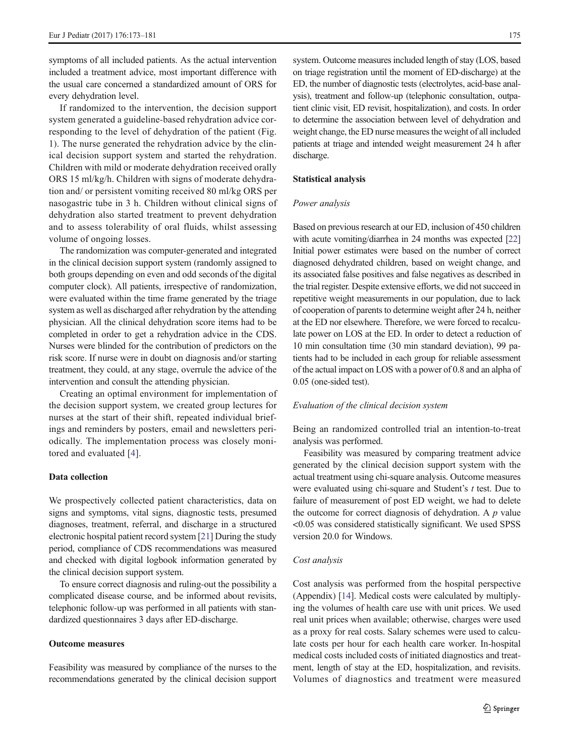symptoms of all included patients. As the actual intervention included a treatment advice, most important difference with the usual care concerned a standardized amount of ORS for every dehydration level.

If randomized to the intervention, the decision support system generated a guideline-based rehydration advice corresponding to the level of dehydration of the patient (Fig. 1). The nurse generated the rehydration advice by the clinical decision support system and started the rehydration. Children with mild or moderate dehydration received orally ORS 15 ml/kg/h. Children with signs of moderate dehydration and/ or persistent vomiting received 80 ml/kg ORS per nasogastric tube in 3 h. Children without clinical signs of dehydration also started treatment to prevent dehydration and to assess tolerability of oral fluids, whilst assessing volume of ongoing losses.

The randomization was computer-generated and integrated in the clinical decision support system (randomly assigned to both groups depending on even and odd seconds of the digital computer clock). All patients, irrespective of randomization, were evaluated within the time frame generated by the triage system as well as discharged after rehydration by the attending physician. All the clinical dehydration score items had to be completed in order to get a rehydration advice in the CDS. Nurses were blinded for the contribution of predictors on the risk score. If nurse were in doubt on diagnosis and/or starting treatment, they could, at any stage, overrule the advice of the intervention and consult the attending physician.

Creating an optimal environment for implementation of the decision support system, we created group lectures for nurses at the start of their shift, repeated individual briefings and reminders by posters, email and newsletters periodically. The implementation process was closely monitored and evaluated [4].

### Data collection

We prospectively collected patient characteristics, data on signs and symptoms, vital signs, diagnostic tests, presumed diagnoses, treatment, referral, and discharge in a structured electronic hospital patient record system [21] During the study period, compliance of CDS recommendations was measured and checked with digital logbook information generated by the clinical decision support system.

To ensure correct diagnosis and ruling-out the possibility a complicated disease course, and be informed about revisits, telephonic follow-up was performed in all patients with standardized questionnaires 3 days after ED-discharge.

### Outcome measures

Feasibility was measured by compliance of the nurses to the recommendations generated by the clinical decision support system. Outcome measures included length of stay (LOS, based on triage registration until the moment of ED-discharge) at the ED, the number of diagnostic tests (electrolytes, acid-base analysis), treatment and follow-up (telephonic consultation, outpatient clinic visit, ED revisit, hospitalization), and costs. In order to determine the association between level of dehydration and weight change, the ED nurse measures the weight of all included patients at triage and intended weight measurement 24 h after discharge.

### Statistical analysis

#### *Power analysis*

Based on previous research at our ED, inclusion of 450 children with acute vomiting/diarrhea in 24 months was expected [22] Initial power estimates were based on the number of correct diagnosed dehydrated children, based on weight change, and its associated false positives and false negatives as described in the trial register. Despite extensive efforts, we did not succeed in repetitive weight measurements in our population, due to lack of cooperation of parents to determine weight after 24 h, neither at the ED nor elsewhere. Therefore, we were forced to recalculate power on LOS at the ED. In order to detect a reduction of 10 min consultation time (30 min standard deviation), 99 patients had to be included in each group for reliable assessment of the actual impact on LOS with a power of 0.8 and an alpha of 0.05 (one-sided test).

#### *Evaluation of the clinical decision system*

Being an randomized controlled trial an intention-to-treat analysis was performed.

Feasibility was measured by comparing treatment advice generated by the clinical decision support system with the actual treatment using chi-square analysis. Outcome measures were evaluated using chi-square and Student's *t* test. Due to failure of measurement of post ED weight, we had to delete the outcome for correct diagnosis of dehydration. A *p* value $<0.05$ was considered statistically significant. We used SPSS version 20.0 for Windows.

#### *Cost analysis*

Cost analysis was performed from the hospital perspective (Appendix) [14]. Medical costs were calculated by multiplying the volumes of health care use with unit prices. We used real unit prices when available; otherwise, charges were used as a proxy for real costs. Salary schemes were used to calculate costs per hour for each health care worker. In-hospital medical costs included costs of initiated diagnostics and treatment, length of stay at the ED, hospitalization, and revisits. Volumes of diagnostics and treatment were measured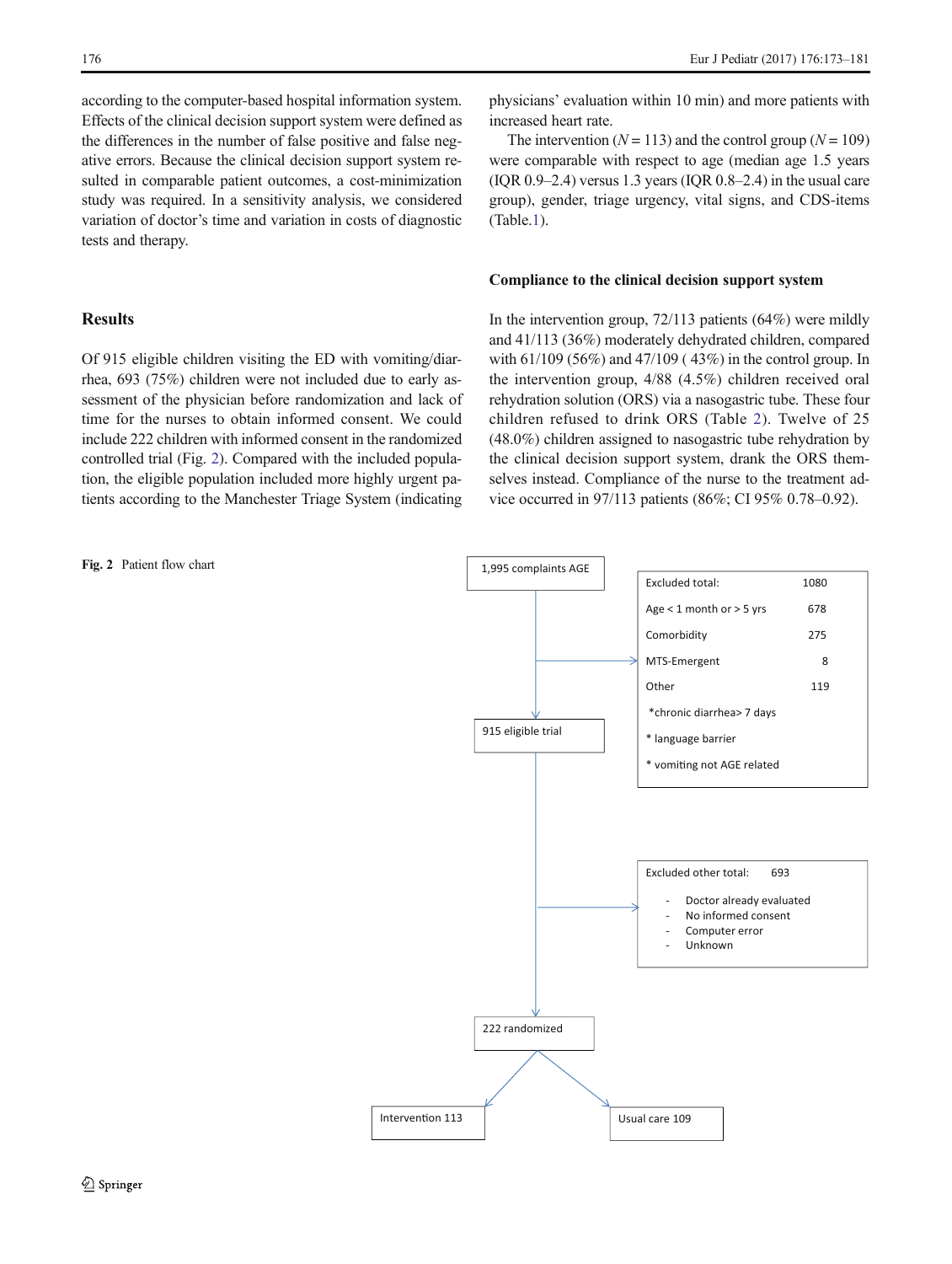according to the computer-based hospital information system. Effects of the clinical decision support system were defined as the differences in the number of false positive and false negative errors. Because the clinical decision support system resulted in comparable patient outcomes, a cost-minimization study was required. In a sensitivity analysis, we considered variation of doctor's time and variation in costs of diagnostic tests and therapy.

## Results

Of 915 eligible children visiting the ED with vomiting/diarrhea, 693 (75%) children were not included due to early assessment of the physician before randomization and lack of time for the nurses to obtain informed consent. We could include 222 children with informed consent in the randomized controlled trial (Fig. 2). Compared with the included population, the eligible population included more highly urgent patients according to the Manchester Triage System (indicating physicians' evaluation within 10 min) and more patients with increased heart rate.

The intervention ($N = 113$) and the control group ($N = 109$) were comparable with respect to age (median age 1.5 years (IQR 0.9–2.4) versus 1.3 years (IQR 0.8–2.4) in the usual care group), gender, triage urgency, vital signs, and CDS-items (Table.1).

### Compliance to the clinical decision support system

In the intervention group, 72/113 patients (64%) were mildly and 41/113 (36%) moderately dehydrated children, compared with 61/109 (56%) and 47/109 ( 43%) in the control group. In the intervention group, 4/88 (4.5%) children received oral rehydration solution (ORS) via a nasogastric tube. These four children refused to drink ORS (Table 2). Twelve of 25 (48.0%) children assigned to nasogastric tube rehydration by the clinical decision support system, drank the ORS themselves instead. Compliance of the nurse to the treatment advice occurred in 97/113 patients (86%; CI 95% 0.78–0.92).

1,995 complaints AGE

Excluded total: 1080
- Age < 1 month or > 5 yrs 678
- Comorbidity 275
- MTS-Emergent 8
- Other 119
  - *chronic diarrhea> 7 days
  - * language barrier
  - * vomiting not AGE related

915 eligible trial

Excluded other total: 693
- Doctor already evaluated
- No informed consent
- Computer error
- Unknown

222 randomized

Intervention 113 | Usual care 109

**Fig. 2** Patient flow chart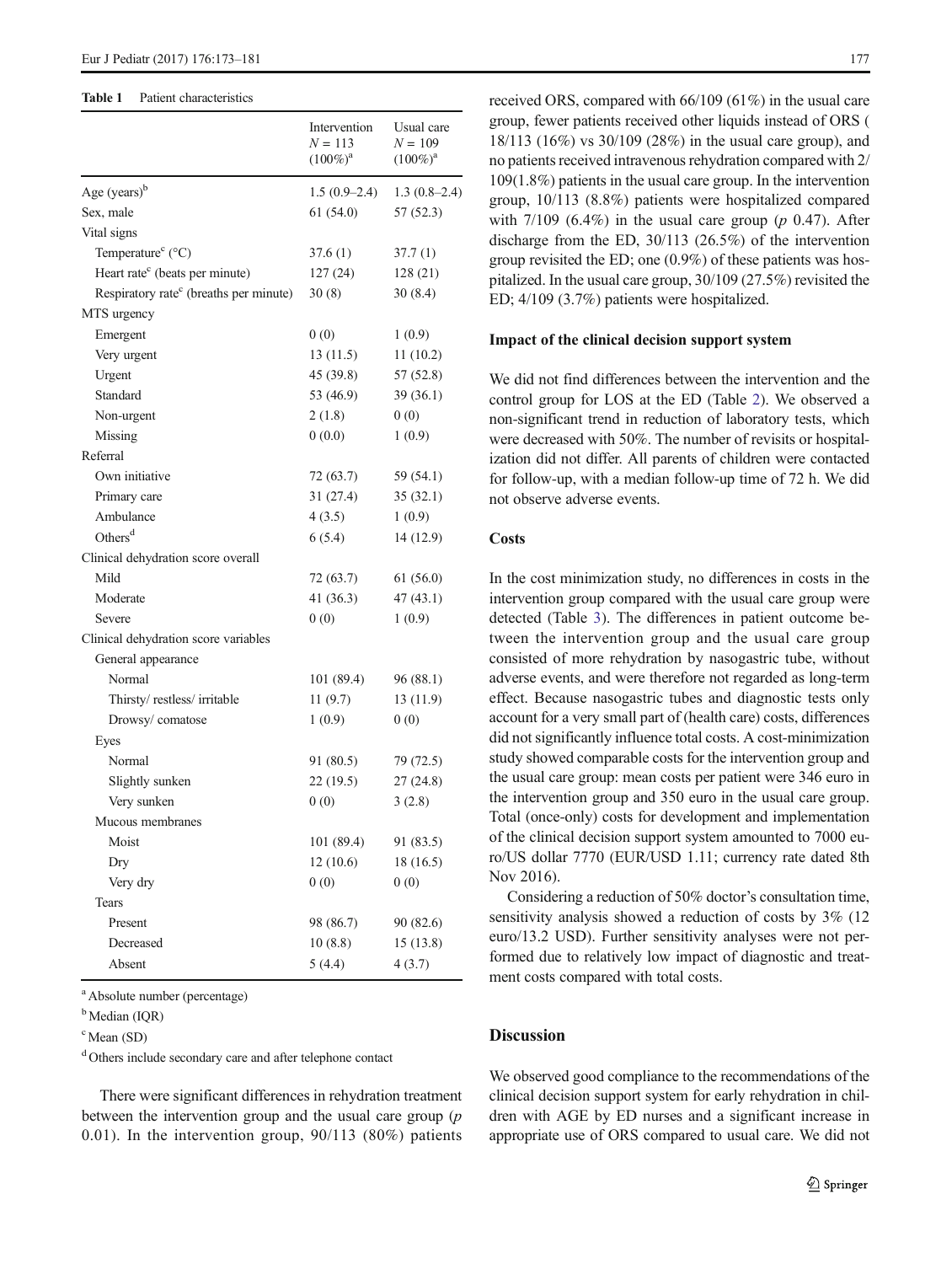**Table 1** Patient characteristics

| | Intervention $N = 113$ (100%)[a] | Usual care $N = 109$ (100%)[a] |
|---|---|---|
| Age (years)[b] | 1.5 (0.9–2.4) | 1.3 (0.8–2.4) |
| Sex, male | 61 (54.0) | 57 (52.3) |
| Vital signs | | |
| Temperature[c] (°C) | 37.6 (1) | 37.7 (1) |
| Heart rate[c] (beats per minute) | 127 (24) | 128 (21) |
| Respiratory rate[c] (breaths per minute) | 30 (8) | 30 (8.4) |
| MTS urgency | | |
| Emergent | 0 (0) | 1 (0.9) |
| Very urgent | 13 (11.5) | 11 (10.2) |
| Urgent | 45 (39.8) | 57 (52.8) |
| Standard | 53 (46.9) | 39 (36.1) |
| Non-urgent | 2 (1.8) | 0 (0) |
| Missing | 0 (0.0) | 1 (0.9) |
| Referral | | |
| Own initiative | 72 (63.7) | 59 (54.1) |
| Primary care | 31 (27.4) | 35 (32.1) |
| Ambulance | 4 (3.5) | 1 (0.9) |
| Others[d] | 6 (5.4) | 14 (12.9) |
| Clinical dehydration score overall | | |
| Mild | 72 (63.7) | 61 (56.0) |
| Moderate | 41 (36.3) | 47 (43.1) |
| Severe | 0 (0) | 1 (0.9) |
| Clinical dehydration score variables | | |
| General appearance | | |
| Normal | 101 (89.4) | 96 (88.1) |
| Thirsty/ restless/ irritable | 11 (9.7) | 13 (11.9) |
| Drowsy/ comatose | 1 (0.9) | 0 (0) |
| Eyes | | |
| Normal | 91 (80.5) | 79 (72.5) |
| Slightly sunken | 22 (19.5) | 27 (24.8) |
| Very sunken | 0 (0) | 3 (2.8) |
| Mucous membranes | | |
| Moist | 101 (89.4) | 91 (83.5) |
| Dry | 12 (10.6) | 18 (16.5) |
| Very dry | 0 (0) | 0 (0) |
| Tears | | |
| Present | 98 (86.7) | 90 (82.6) |
| Decreased | 10 (8.8) | 15 (13.8) |
| Absent | 5 (4.4) | 4 (3.7) |

[a] Absolute number (percentage)

[b] Median (IQR)

[c] Mean (SD)

[d] Others include secondary care and after telephone contact

There were significant differences in rehydration treatment between the intervention group and the usual care group ($p$ 0.01). In the intervention group, 90/113 (80%) patients received ORS, compared with 66/109 (61%) in the usual care group, fewer patients received other liquids instead of ORS ( 18/113 (16%) vs 30/109 (28%) in the usual care group), and no patients received intravenous rehydration compared with 2/ 109(1.8%) patients in the usual care group. In the intervention group, 10/113 (8.8%) patients were hospitalized compared with 7/109 (6.4%) in the usual care group ($p$ 0.47). After discharge from the ED, 30/113 (26.5%) of the intervention group revisited the ED; one (0.9%) of these patients was hospitalized. In the usual care group, 30/109 (27.5%) revisited the ED; 4/109 (3.7%) patients were hospitalized.

#### Impact of the clinical decision support system

We did not find differences between the intervention and the control group for LOS at the ED (Table 2). We observed a non-significant trend in reduction of laboratory tests, which were decreased with 50%. The number of revisits or hospitalization did not differ. All parents of children were contacted for follow-up, with a median follow-up time of 72 h. We did not observe adverse events.

#### Costs

In the cost minimization study, no differences in costs in the intervention group compared with the usual care group were detected (Table 3). The differences in patient outcome between the intervention group and the usual care group consisted of more rehydration by nasogastric tube, without adverse events, and were therefore not regarded as long-term effect. Because nasogastric tubes and diagnostic tests only account for a very small part of (health care) costs, differences did not significantly influence total costs. A cost-minimization study showed comparable costs for the intervention group and the usual care group: mean costs per patient were 346 euro in the intervention group and 350 euro in the usual care group. Total (once-only) costs for development and implementation of the clinical decision support system amounted to 7000 euro/US dollar 7770 (EUR/USD 1.11; currency rate dated 8th Nov 2016).

Considering a reduction of 50% doctor's consultation time, sensitivity analysis showed a reduction of costs by 3% (12 euro/13.2 USD). Further sensitivity analyses were not performed due to relatively low impact of diagnostic and treatment costs compared with total costs.

## Discussion

We observed good compliance to the recommendations of the clinical decision support system for early rehydration in children with AGE by ED nurses and a significant increase in appropriate use of ORS compared to usual care. We did not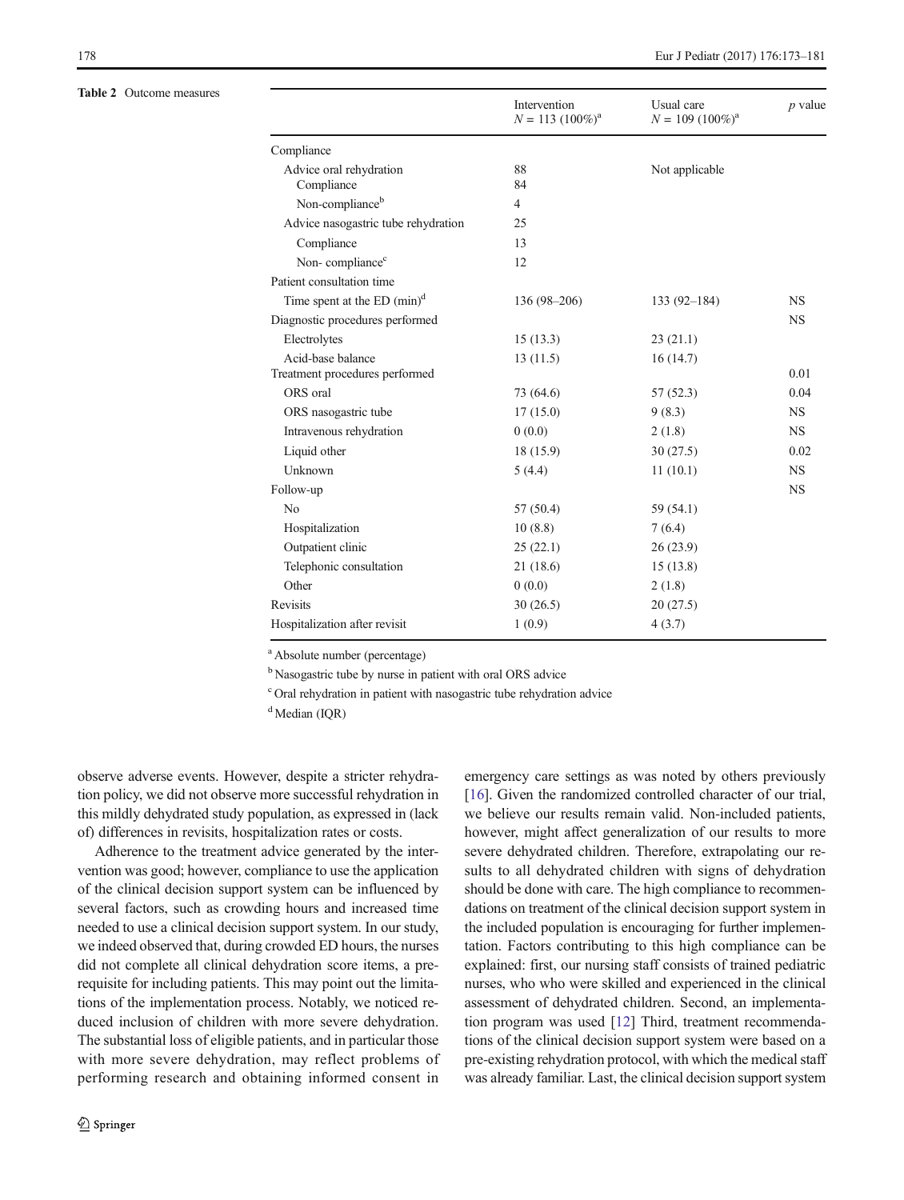**Table 2** Outcome measures

| | Intervention $N = 113$ (100%)[a] | Usual care $N = 109$ (100%)[a] | *p* value |
|---|---|---|---|
| Compliance | | | |
| Advice oral rehydration | 88 | Not applicable | |
| Compliance | 84 | | |
| Non-compliance[b] | 4 | | |
| Advice nasogastric tube rehydration | 25 | | |
| Compliance | 13 | | |
| Non- compliance[c] | 12 | | |
| Patient consultation time | | | |
| Time spent at the ED (min)[d] | 136 (98–206) | 133 (92–184) | NS |
| Diagnostic procedures performed | | | NS |
| Electrolytes | 15 (13.3) | 23 (21.1) | |
| Acid-base balance | 13 (11.5) | 16 (14.7) | |
| Treatment procedures performed | | | 0.01 |
| ORS oral | 73 (64.6) | 57 (52.3) | 0.04 |
| ORS nasogastric tube | 17 (15.0) | 9 (8.3) | NS |
| Intravenous rehydration | 0 (0.0) | 2 (1.8) | NS |
| Liquid other | 18 (15.9) | 30 (27.5) | 0.02 |
| Unknown | 5 (4.4) | 11 (10.1) | NS |
| Follow-up | | | NS |
| No | 57 (50.4) | 59 (54.1) | |
| Hospitalization | 10 (8.8) | 7 (6.4) | |
| Outpatient clinic | 25 (22.1) | 26 (23.9) | |
| Telephonic consultation | 21 (18.6) | 15 (13.8) | |
| Other | 0 (0.0) | 2 (1.8) | |
| Revisits | 30 (26.5) | 20 (27.5) | |
| Hospitalization after revisit | 1 (0.9) | 4 (3.7) | |

[a] Absolute number (percentage)

[b] Nasogastric tube by nurse in patient with oral ORS advice

[c] Oral rehydration in patient with nasogastric tube rehydration advice

[d] Median (IQR)

observe adverse events. However, despite a stricter rehydration policy, we did not observe more successful rehydration in this mildly dehydrated study population, as expressed in (lack of) differences in revisits, hospitalization rates or costs.

Adherence to the treatment advice generated by the intervention was good; however, compliance to use the application of the clinical decision support system can be influenced by several factors, such as crowding hours and increased time needed to use a clinical decision support system. In our study, we indeed observed that, during crowded ED hours, the nurses did not complete all clinical dehydration score items, a prerequisite for including patients. This may point out the limitations of the implementation process. Notably, we noticed reduced inclusion of children with more severe dehydration. The substantial loss of eligible patients, and in particular those with more severe dehydration, may reflect problems of performing research and obtaining informed consent in emergency care settings as was noted by others previously [16]. Given the randomized controlled character of our trial, we believe our results remain valid. Non-included patients, however, might affect generalization of our results to more severe dehydrated children. Therefore, extrapolating our results to all dehydrated children with signs of dehydration should be done with care. The high compliance to recommendations on treatment of the clinical decision support system in the included population is encouraging for further implementation. Factors contributing to this high compliance can be explained: first, our nursing staff consists of trained pediatric nurses, who who were skilled and experienced in the clinical assessment of dehydrated children. Second, an implementation program was used [12] Third, treatment recommendations of the clinical decision support system were based on a pre-existing rehydration protocol, with which the medical staff was already familiar. Last, the clinical decision support system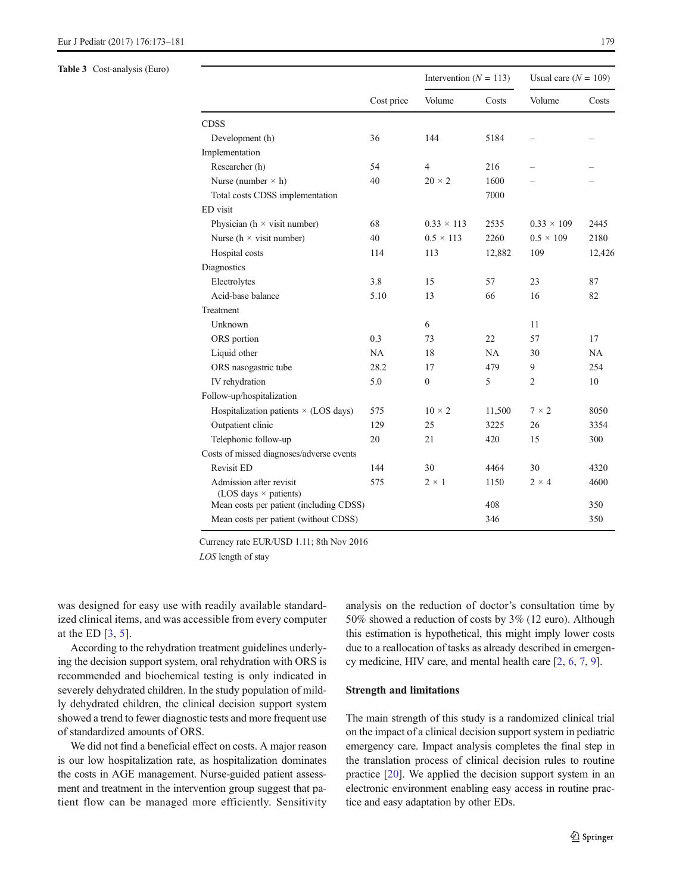**Table 3** Cost-analysis (Euro)

| | Cost price | Intervention ($N$ = 113) | | Usual care ($N$ = 109) | |
|---|---|---|---|---|---|
| | | Volume | Costs | Volume | Costs |
| CDSS | | | | | |
| Development (h) | 36 | 144 | 5184 | – | – |
| Implementation | | | | | |
| Researcher (h) | 54 | 4 | 216 | – | – |
| Nurse (number × h) | 40 | 20 × 2 | 1600 | – | – |
| Total costs CDSS implementation | | | 7000 | | |
| ED visit | | | | | |
| Physician (h × visit number) | 68 | 0.33 × 113 | 2535 | 0.33 × 109 | 2445 |
| Nurse (h × visit number) | 40 | 0.5 × 113 | 2260 | 0.5 × 109 | 2180 |
| Hospital costs | 114 | 113 | 12,882 | 109 | 12,426 |
| Diagnostics | | | | | |
| Electrolytes | 3.8 | 15 | 57 | 23 | 87 |
| Acid-base balance | 5.10 | 13 | 66 | 16 | 82 |
| Treatment | | | | | |
| Unknown | | 6 | | 11 | |
| ORS portion | 0.3 | 73 | 22 | 57 | 17 |
| Liquid other | NA | 18 | NA | 30 | NA |
| ORS nasogastric tube | 28.2 | 17 | 479 | 9 | 254 |
| IV rehydration | 5.0 | 0 | 5 | 2 | 10 |
| Follow-up/hospitalization | | | | | |
| Hospitalization patients × (LOS days) | 575 | 10 × 2 | 11,500 | 7 × 2 | 8050 |
| Outpatient clinic | 129 | 25 | 3225 | 26 | 3354 |
| Telephonic follow-up | 20 | 21 | 420 | 15 | 300 |
| Costs of missed diagnoses/adverse events | | | | | |
| Revisit ED | 144 | 30 | 4464 | 30 | 4320 |
| Admission after revisit (LOS days × patients) | 575 | 2 × 1 | 1150 | 2 × 4 | 4600 |
| Mean costs per patient (including CDSS) | | | 408 | | 350 |
| Mean costs per patient (without CDSS) | | | 346 | | 350 |

Currency rate EUR/USD 1.11; 8th Nov 2016

*LOS* length of stay

was designed for easy use with readily available standardized clinical items, and was accessible from every computer at the ED [3, 5].

According to the rehydration treatment guidelines underlying the decision support system, oral rehydration with ORS is recommended and biochemical testing is only indicated in severely dehydrated children. In the study population of mildly dehydrated children, the clinical decision support system showed a trend to fewer diagnostic tests and more frequent use of standardized amounts of ORS.

We did not find a beneficial effect on costs. A major reason is our low hospitalization rate, as hospitalization dominates the costs in AGE management. Nurse-guided patient assessment and treatment in the intervention group suggest that patient flow can be managed more efficiently. Sensitivity analysis on the reduction of doctor's consultation time by 50% showed a reduction of costs by 3% (12 euro). Although this estimation is hypothetical, this might imply lower costs due to a reallocation of tasks as already described in emergency medicine, HIV care, and mental health care [2, 6, 7, 9].

### Strength and limitations

The main strength of this study is a randomized clinical trial on the impact of a clinical decision support system in pediatric emergency care. Impact analysis completes the final step in the translation process of clinical decision rules to routine practice [20]. We applied the decision support system in an electronic environment enabling easy access in routine practice and easy adaptation by other EDs.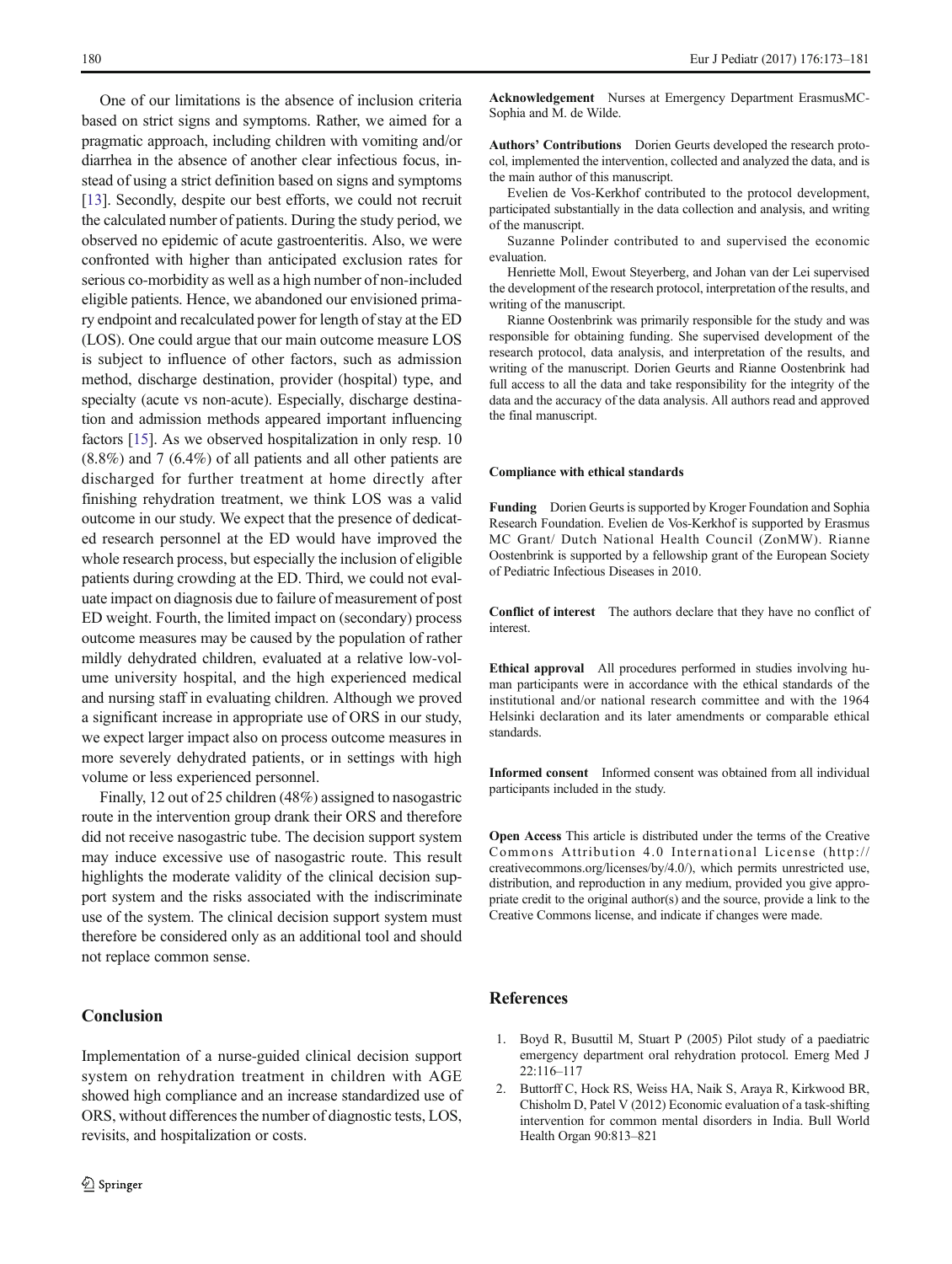One of our limitations is the absence of inclusion criteria based on strict signs and symptoms. Rather, we aimed for a pragmatic approach, including children with vomiting and/or diarrhea in the absence of another clear infectious focus, instead of using a strict definition based on signs and symptoms [13]. Secondly, despite our best efforts, we could not recruit the calculated number of patients. During the study period, we observed no epidemic of acute gastroenteritis. Also, we were confronted with higher than anticipated exclusion rates for serious co-morbidity as well as a high number of non-included eligible patients. Hence, we abandoned our envisioned primary endpoint and recalculated power for length of stay at the ED (LOS). One could argue that our main outcome measure LOS is subject to influence of other factors, such as admission method, discharge destination, provider (hospital) type, and specialty (acute vs non-acute). Especially, discharge destination and admission methods appeared important influencing factors [15]. As we observed hospitalization in only resp. 10 (8.8%) and 7 (6.4%) of all patients and all other patients are discharged for further treatment at home directly after finishing rehydration treatment, we think LOS was a valid outcome in our study. We expect that the presence of dedicated research personnel at the ED would have improved the whole research process, but especially the inclusion of eligible patients during crowding at the ED. Third, we could not evaluate impact on diagnosis due to failure of measurement of post ED weight. Fourth, the limited impact on (secondary) process outcome measures may be caused by the population of rather mildly dehydrated children, evaluated at a relative low-volume university hospital, and the high experienced medical and nursing staff in evaluating children. Although we proved a significant increase in appropriate use of ORS in our study, we expect larger impact also on process outcome measures in more severely dehydrated patients, or in settings with high volume or less experienced personnel.

Finally, 12 out of 25 children (48%) assigned to nasogastric route in the intervention group drank their ORS and therefore did not receive nasogastric tube. The decision support system may induce excessive use of nasogastric route. This result highlights the moderate validity of the clinical decision support system and the risks associated with the indiscriminate use of the system. The clinical decision support system must therefore be considered only as an additional tool and should not replace common sense.

## Conclusion

Implementation of a nurse-guided clinical decision support system on rehydration treatment in children with AGE showed high compliance and an increase standardized use of ORS, without differences the number of diagnostic tests, LOS, revisits, and hospitalization or costs.

**Acknowledgement** Nurses at Emergency Department ErasmusMC-Sophia and M. de Wilde.

**Authors' Contributions** Dorien Geurts developed the research protocol, implemented the intervention, collected and analyzed the data, and is the main author of this manuscript.

Evelien de Vos-Kerkhof contributed to the protocol development, participated substantially in the data collection and analysis, and writing of the manuscript.

Suzanne Polinder contributed to and supervised the economic evaluation.

Henriette Moll, Ewout Steyerberg, and Johan van der Lei supervised the development of the research protocol, interpretation of the results, and writing of the manuscript.

Rianne Oostenbrink was primarily responsible for the study and was responsible for obtaining funding. She supervised development of the research protocol, data analysis, and interpretation of the results, and writing of the manuscript. Dorien Geurts and Rianne Oostenbrink had full access to all the data and take responsibility for the integrity of the data and the accuracy of the data analysis. All authors read and approved the final manuscript.

**Compliance with ethical standards**

**Funding** Dorien Geurts is supported by Kroger Foundation and Sophia Research Foundation. Evelien de Vos-Kerkhof is supported by Erasmus MC Grant/ Dutch National Health Council (ZonMW). Rianne Oostenbrink is supported by a fellowship grant of the European Society of Pediatric Infectious Diseases in 2010.

**Conflict of interest** The authors declare that they have no conflict of interest.

**Ethical approval** All procedures performed in studies involving human participants were in accordance with the ethical standards of the institutional and/or national research committee and with the 1964 Helsinki declaration and its later amendments or comparable ethical standards.

**Informed consent** Informed consent was obtained from all individual participants included in the study.

**Open Access** This article is distributed under the terms of the Creative Commons Attribution 4.0 International License (http://creativecommons.org/licenses/by/4.0/), which permits unrestricted use, distribution, and reproduction in any medium, provided you give appropriate credit to the original author(s) and the source, provide a link to the Creative Commons license, and indicate if changes were made.

## References

1. Boyd R, Busuttil M, Stuart P (2005) Pilot study of a paediatric emergency department oral rehydration protocol. Emerg Med J 22:116–117
2. Buttorff C, Hock RS, Weiss HA, Naik S, Araya R, Kirkwood BR, Chisholm D, Patel V (2012) Economic evaluation of a task-shifting intervention for common mental disorders in India. Bull World Health Organ 90:813–821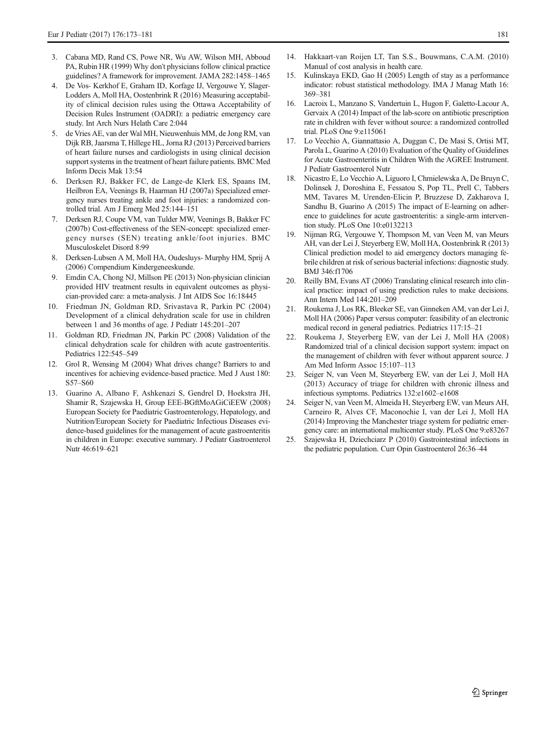3. Cabana MD, Rand CS, Powe NR, Wu AW, Wilson MH, Abboud PA, Rubin HR (1999) Why don't physicians follow clinical practice guidelines? A framework for improvement. JAMA 282:1458–1465
4. De Vos- Kerkhof E, Graham ID, Korfage IJ, Vergouwe Y, Slager-Lodders A, Moll HA, Oostenbrink R (2016) Measuring acceptability of clinical decision rules using the Ottawa Acceptability of Decision Rules Instrument (OADRI): a pediatric emergency care study. Int Arch Nurs Helath Care 2:044
5. de Vries AE, van der Wal MH, Nieuwenhuis MM, de Jong RM, van Dijk RB, Jaarsma T, Hillege HL, Jorna RJ (2013) Perceived barriers of heart failure nurses and cardiologists in using clinical decision support systems in the treatment of heart failure patients. BMC Med Inform Decis Mak 13:54
6. Derksen RJ, Bakker FC, de Lange-de Klerk ES, Spaans IM, Heilbron EA, Veenings B, Haarman HJ (2007a) Specialized emergency nurses treating ankle and foot injuries: a randomized controlled trial. Am J Emerg Med 25:144–151
7. Derksen RJ, Coupe VM, van Tulder MW, Veenings B, Bakker FC (2007b) Cost-effectiveness of the SEN-concept: specialized emergency nurses (SEN) treating ankle/foot injuries. BMC Musculoskelet Disord 8:99
8. Derksen-Lubsen A M, Moll HA, Oudesluys- Murphy HM, Sprij A (2006) Compendium Kindergeneeskunde.
9. Emdin CA, Chong NJ, Millson PE (2013) Non-physician clinician provided HIV treatment results in equivalent outcomes as physician-provided care: a meta-analysis. J Int AIDS Soc 16:18445
10. Friedman JN, Goldman RD, Srivastava R, Parkin PC (2004) Development of a clinical dehydration scale for use in children between 1 and 36 months of age. J Pediatr 145:201–207
11. Goldman RD, Friedman JN, Parkin PC (2008) Validation of the clinical dehydration scale for children with acute gastroenteritis. Pediatrics 122:545–549
12. Grol R, Wensing M (2004) What drives change? Barriers to and incentives for achieving evidence-based practice. Med J Aust 180: S57–S60
13. Guarino A, Albano F, Ashkenazi S, Gendrel D, Hoekstra JH, Shamir R, Szajewska H, Group EEE-BGftMoAGiCiEEW (2008) European Society for Paediatric Gastroenterology, Hepatology, and Nutrition/European Society for Paediatric Infectious Diseases evidence-based guidelines for the management of acute gastroenteritis in children in Europe: executive summary. J Pediatr Gastroenterol Nutr 46:619–621
14. Hakkaart-van Roijen LT, Tan S.S., Bouwmans, C.A.M. (2010) Manual of cost analysis in health care.
15. Kulinskaya EKD, Gao H (2005) Length of stay as a performance indicator: robust statistical methodology. IMA J Manag Math 16: 369–381
16. Lacroix L, Manzano S, Vandertuin L, Hugon F, Galetto-Lacour A, Gervaix A (2014) Impact of the lab-score on antibiotic prescription rate in children with fever without source: a randomized controlled trial. PLoS One 9:e115061
17. Lo Vecchio A, Giannattasio A, Duggan C, De Masi S, Ortisi MT, Parola L, Guarino A (2010) Evaluation of the Quality of Guidelines for Acute Gastroenteritis in Children With the AGREE Instrument. J Pediatr Gastroenterol Nutr
18. Nicastro E, Lo Vecchio A, Liguoro I, Chmielewska A, De Bruyn C, Dolinsek J, Doroshina E, Fessatou S, Pop TL, Prell C, Tabbers MM, Tavares M, Urenden-Elicin P, Bruzzese D, Zakharova I, Sandhu B, Guarino A (2015) The impact of E-learning on adherence to guidelines for acute gastroenteritis: a single-arm intervention study. PLoS One 10:e0132213
19. Nijman RG, Vergouwe Y, Thompson M, van Veen M, van Meurs AH, van der Lei J, Steyerberg EW, Moll HA, Oostenbrink R (2013) Clinical prediction model to aid emergency doctors managing febrile children at risk of serious bacterial infections: diagnostic study. BMJ 346:f1706
20. Reilly BM, Evans AT (2006) Translating clinical research into clinical practice: impact of using prediction rules to make decisions. Ann Intern Med 144:201–209
21. Roukema J, Los RK, Bleeker SE, van Ginneken AM, van der Lei J, Moll HA (2006) Paper versus computer: feasibility of an electronic medical record in general pediatrics. Pediatrics 117:15–21
22. Roukema J, Steyerberg EW, van der Lei J, Moll HA (2008) Randomized trial of a clinical decision support system: impact on the management of children with fever without apparent source. J Am Med Inform Assoc 15:107–113
23. Seiger N, van Veen M, Steyerberg EW, van der Lei J, Moll HA (2013) Accuracy of triage for children with chronic illness and infectious symptoms. Pediatrics 132:e1602–e1608
24. Seiger N, van Veen M, Almeida H, Steyerberg EW, van Meurs AH, Carneiro R, Alves CF, Maconochie I, van der Lei J, Moll HA (2014) Improving the Manchester triage system for pediatric emergency care: an international multicenter study. PLoS One 9:e83267
25. Szajewska H, Dziechciarz P (2010) Gastrointestinal infections in the pediatric population. Curr Opin Gastroenterol 26:36–44